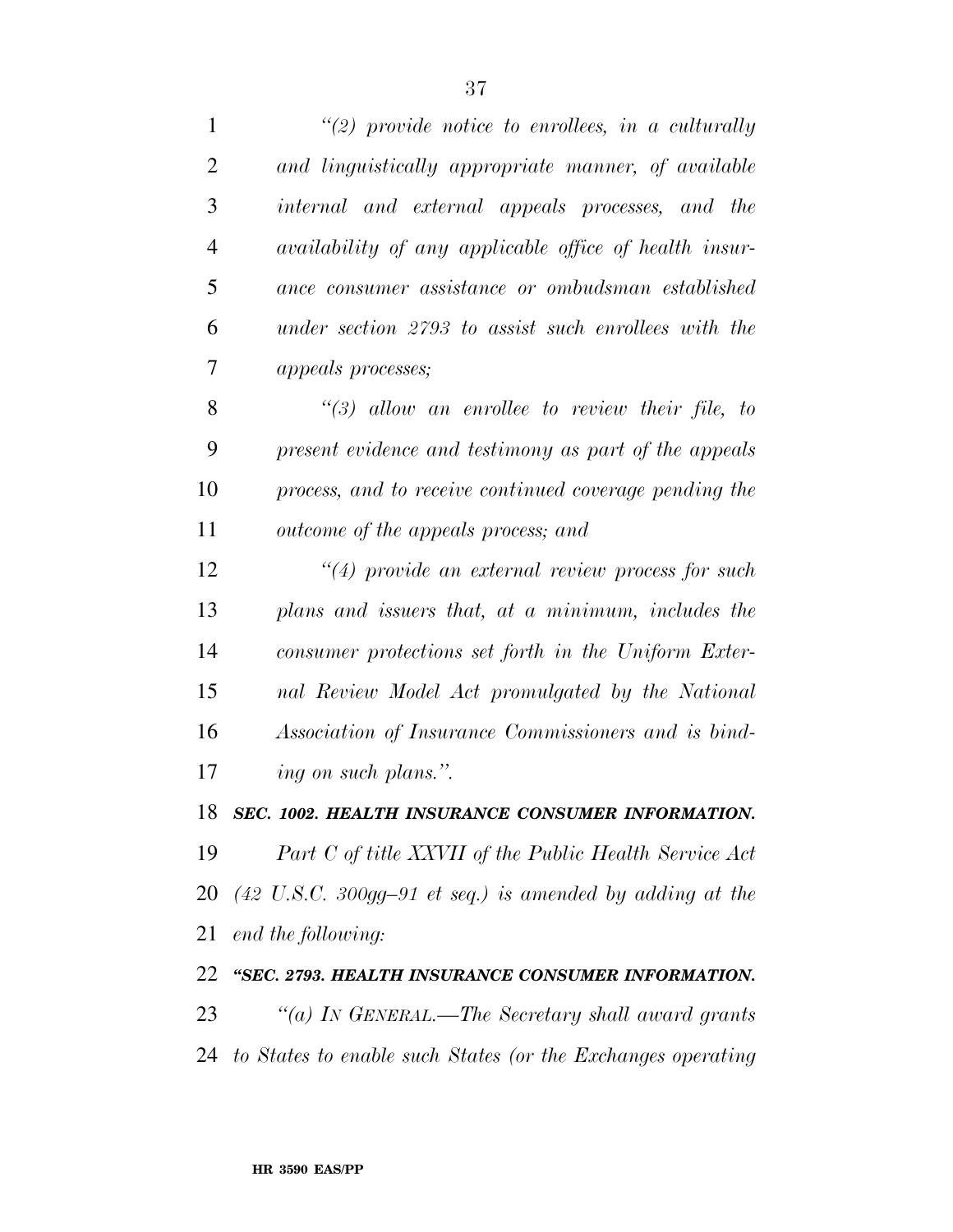*"(2) provide notice to enrollees, in a culturally and linguistically appropriate manner, of available internal and external appeals processes, and the availability of any applicable office of health insurance consumer assistance or ombudsman established under section 2793 to assist such enrollees with the appeals processes;*

*"(3) allow an enrollee to review their file, to present evidence and testimony as part of the appeals process, and to receive continued coverage pending the outcome of the appeals process; and*

*"(4) provide an external review process for such plans and issuers that, at a minimum, includes the consumer protections set forth in the Uniform External Review Model Act promulgated by the National Association of Insurance Commissioners and is binding on such plans.".*

***SEC. 1002. HEALTH INSURANCE CONSUMER INFORMATION.***

*Part C of title XXVII of the Public Health Service Act (42 U.S.C. 300gg–91 et seq.) is amended by adding at the end the following:*

***"SEC. 2793. HEALTH INSURANCE CONSUMER INFORMATION.***

*"(a) IN GENERAL.—The Secretary shall award grants to States to enable such States (or the Exchanges operating*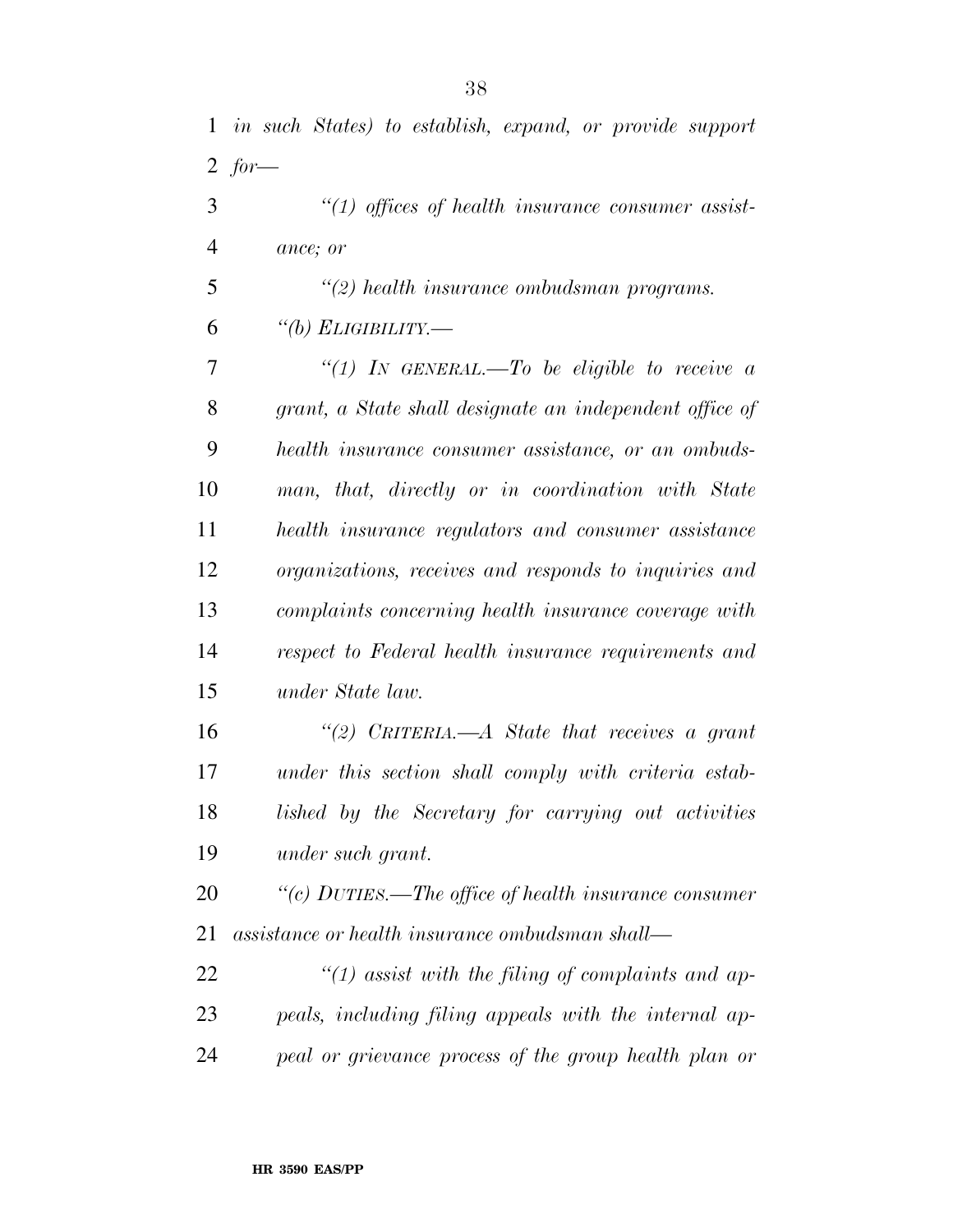*in such States) to establish, expand, or provide support for—*

*"(1) offices of health insurance consumer assistance; or*

*"(2) health insurance ombudsman programs.*

*"(b) ELIGIBILITY.—*

*"(1) IN GENERAL.—To be eligible to receive a grant, a State shall designate an independent office of health insurance consumer assistance, or an ombudsman, that, directly or in coordination with State health insurance regulators and consumer assistance organizations, receives and responds to inquiries and complaints concerning health insurance coverage with respect to Federal health insurance requirements and under State law.*

*"(2) CRITERIA.—A State that receives a grant under this section shall comply with criteria established by the Secretary for carrying out activities under such grant.*

*"(c) DUTIES.—The office of health insurance consumer assistance or health insurance ombudsman shall—*

*"(1) assist with the filing of complaints and appeals, including filing appeals with the internal appeal or grievance process of the group health plan or*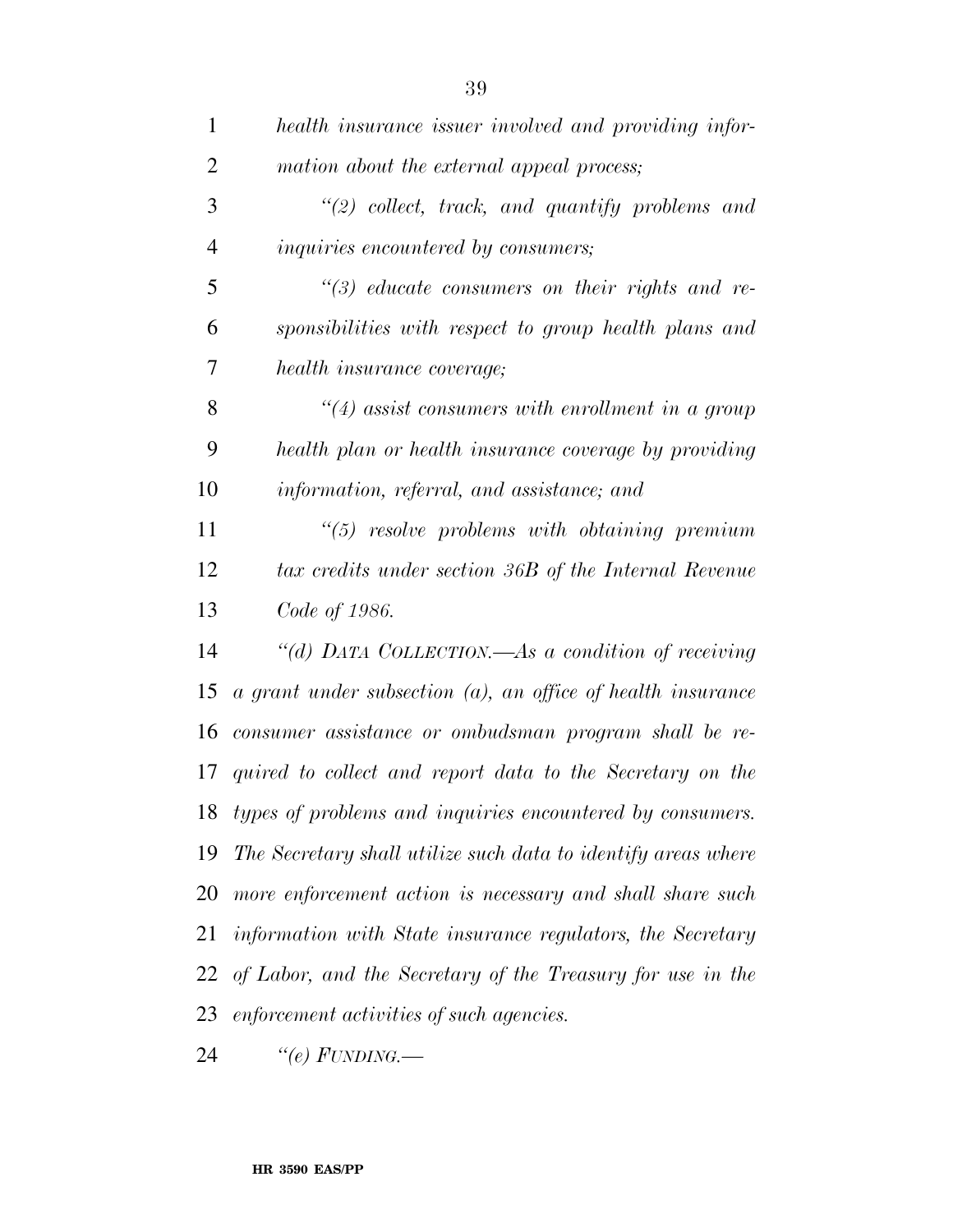*health insurance issuer involved and providing information about the external appeal process;*

*"(2) collect, track, and quantify problems and inquiries encountered by consumers;*

*"(3) educate consumers on their rights and responsibilities with respect to group health plans and health insurance coverage;*

*"(4) assist consumers with enrollment in a group health plan or health insurance coverage by providing information, referral, and assistance; and*

*"(5) resolve problems with obtaining premium tax credits under section 36B of the Internal Revenue Code of 1986.*

*"(d) DATA COLLECTION.—As a condition of receiving a grant under subsection (a), an office of health insurance consumer assistance or ombudsman program shall be required to collect and report data to the Secretary on the types of problems and inquiries encountered by consumers. The Secretary shall utilize such data to identify areas where more enforcement action is necessary and shall share such information with State insurance regulators, the Secretary of Labor, and the Secretary of the Treasury for use in the enforcement activities of such agencies.*

*"(e) FUNDING.—*